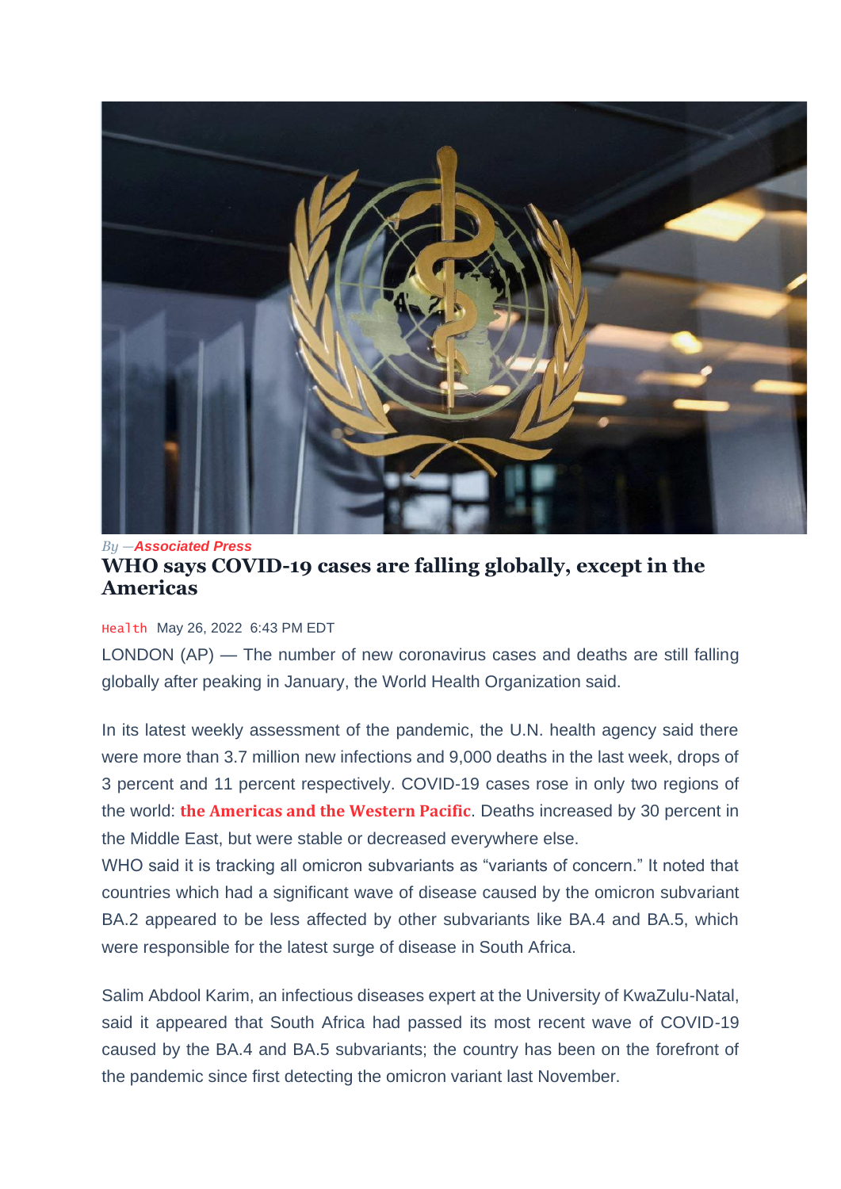*By —***Associated Press**

# WHO says COVID-19 cases are falling globally, except in the Americas

Health May 26, 2022 6:43 PM EDT

LONDON (AP) — The number of new coronavirus cases and deaths are still falling globally after peaking in January, the World Health Organization said.

In its latest weekly assessment of the pandemic, the U.N. health agency said there were more than 3.7 million new infections and 9,000 deaths in the last week, drops of 3 percent and 11 percent respectively. COVID-19 cases rose in only two regions of the world: **the Americas and the Western Pacific**. Deaths increased by 30 percent in the Middle East, but were stable or decreased everywhere else.

WHO said it is tracking all omicron subvariants as "variants of concern." It noted that countries which had a significant wave of disease caused by the omicron subvariant BA.2 appeared to be less affected by other subvariants like BA.4 and BA.5, which were responsible for the latest surge of disease in South Africa.

Salim Abdool Karim, an infectious diseases expert at the University of KwaZulu-Natal, said it appeared that South Africa had passed its most recent wave of COVID-19 caused by the BA.4 and BA.5 subvariants; the country has been on the forefront of the pandemic since first detecting the omicron variant last November.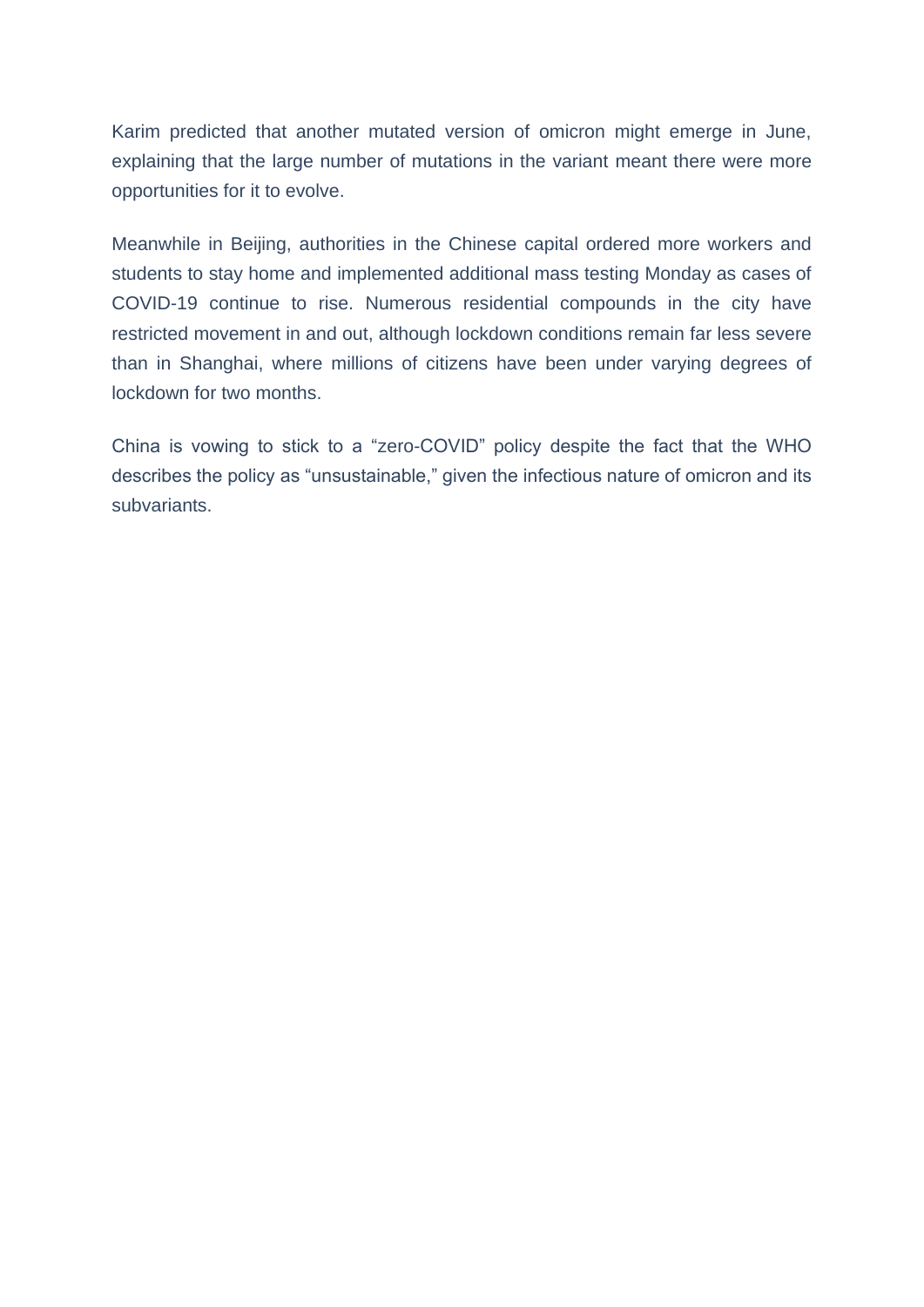Karim predicted that another mutated version of omicron might emerge in June, explaining that the large number of mutations in the variant meant there were more opportunities for it to evolve.

Meanwhile in Beijing, authorities in the Chinese capital ordered more workers and students to stay home and implemented additional mass testing Monday as cases of COVID-19 continue to rise. Numerous residential compounds in the city have restricted movement in and out, although lockdown conditions remain far less severe than in Shanghai, where millions of citizens have been under varying degrees of lockdown for two months.

China is vowing to stick to a “zero-COVID” policy despite the fact that the WHO describes the policy as “unsustainable,” given the infectious nature of omicron and its subvariants.